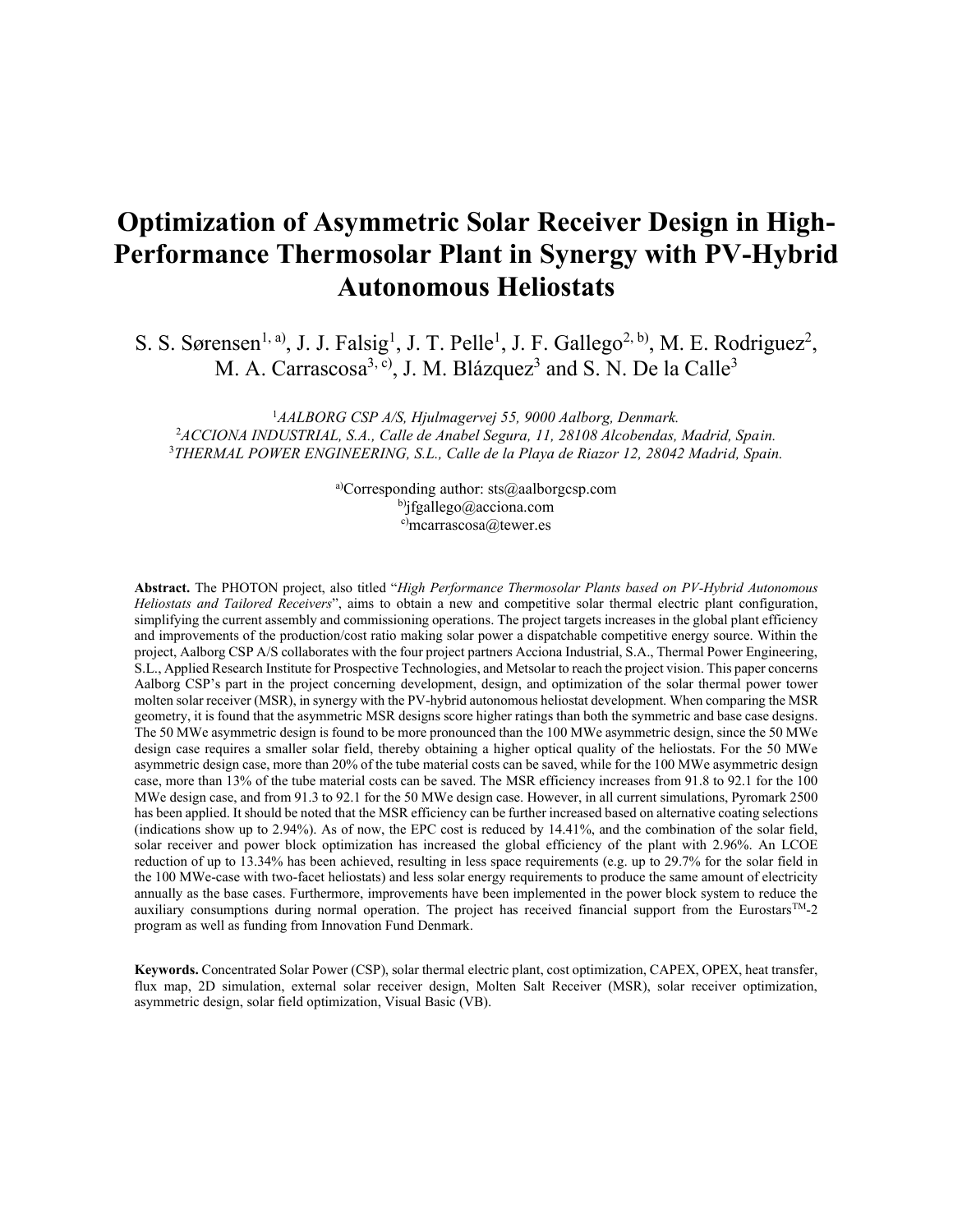# Optimization of Asymmetric Solar Receiver Design in High-Performance Thermosolar Plant in Synergy with PV-Hybrid Autonomous Heliostats

S. S. Sørensen[1, a)], J. J. Falsig[1], J. T. Pelle[1], J. F. Gallego[2, b)], M. E. Rodriguez[2], M. A. Carrascosa[3, c)], J. M. Blázquez[3] and S. N. De la Calle[3]

[1]*AALBORG CSP A/S, Hjulmagervej 55, 9000 Aalborg, Denmark.*
[2]*ACCIONA INDUSTRIAL, S.A., Calle de Anabel Segura, 11, 28108 Alcobendas, Madrid, Spain.*
[3]*THERMAL POWER ENGINEERING, S.L., Calle de la Playa de Riazor 12, 28042 Madrid, Spain.*

[a)]Corresponding author: sts@aalborgcsp.com
[b)]jfgallego@acciona.com
[c)]mcarrascosa@tewer.es

**Abstract.** The PHOTON project, also titled "*High Performance Thermosolar Plants based on PV-Hybrid Autonomous Heliostats and Tailored Receivers*", aims to obtain a new and competitive solar thermal electric plant configuration, simplifying the current assembly and commissioning operations. The project targets increases in the global plant efficiency and improvements of the production/cost ratio making solar power a dispatchable competitive energy source. Within the project, Aalborg CSP A/S collaborates with the four project partners Acciona Industrial, S.A., Thermal Power Engineering, S.L., Applied Research Institute for Prospective Technologies, and Metsolar to reach the project vision. This paper concerns Aalborg CSP's part in the project concerning development, design, and optimization of the solar thermal power tower molten solar receiver (MSR), in synergy with the PV-hybrid autonomous heliostat development. When comparing the MSR geometry, it is found that the asymmetric MSR designs score higher ratings than both the symmetric and base case designs. The 50 MWe asymmetric design is found to be more pronounced than the 100 MWe asymmetric design, since the 50 MWe design case requires a smaller solar field, thereby obtaining a higher optical quality of the heliostats. For the 50 MWe asymmetric design case, more than 20% of the tube material costs can be saved, while for the 100 MWe asymmetric design case, more than 13% of the tube material costs can be saved. The MSR efficiency increases from 91.8 to 92.1 for the 100 MWe design case, and from 91.3 to 92.1 for the 50 MWe design case. However, in all current simulations, Pyromark 2500 has been applied. It should be noted that the MSR efficiency can be further increased based on alternative coating selections (indications show up to 2.94%). As of now, the EPC cost is reduced by 14.41%, and the combination of the solar field, solar receiver and power block optimization has increased the global efficiency of the plant with 2.96%. An LCOE reduction of up to 13.34% has been achieved, resulting in less space requirements (e.g. up to 29.7% for the solar field in the 100 MWe-case with two-facet heliostats) and less solar energy requirements to produce the same amount of electricity annually as the base cases. Furthermore, improvements have been implemented in the power block system to reduce the auxiliary consumptions during normal operation. The project has received financial support from the Eurostars™-2 program as well as funding from Innovation Fund Denmark.

**Keywords.** Concentrated Solar Power (CSP), solar thermal electric plant, cost optimization, CAPEX, OPEX, heat transfer, flux map, 2D simulation, external solar receiver design, Molten Salt Receiver (MSR), solar receiver optimization, asymmetric design, solar field optimization, Visual Basic (VB).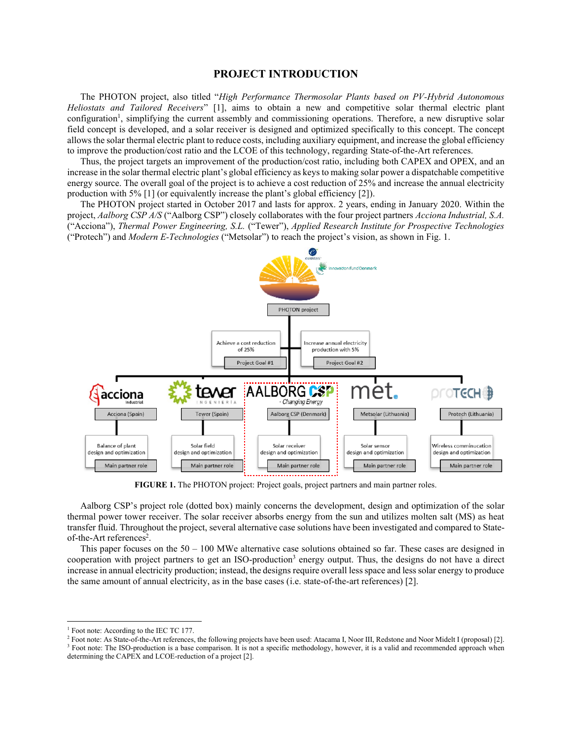## PROJECT INTRODUCTION

The PHOTON project, also titled "*High Performance Thermosolar Plants based on PV-Hybrid Autonomous Heliostats and Tailored Receivers*" [1], aims to obtain a new and competitive solar thermal electric plant configuration[1], simplifying the current assembly and commissioning operations. Therefore, a new disruptive solar field concept is developed, and a solar receiver is designed and optimized specifically to this concept. The concept allows the solar thermal electric plant to reduce costs, including auxiliary equipment, and increase the global efficiency to improve the production/cost ratio and the LCOE of this technology, regarding State-of-the-Art references.

Thus, the project targets an improvement of the production/cost ratio, including both CAPEX and OPEX, and an increase in the solar thermal electric plant's global efficiency as keys to making solar power a dispatchable competitive energy source. The overall goal of the project is to achieve a cost reduction of 25% and increase the annual electricity production with 5% [1] (or equivalently increase the plant's global efficiency [2]).

The PHOTON project started in October 2017 and lasts for approx. 2 years, ending in January 2020. Within the project, *Aalborg CSP A/S* ("Aalborg CSP") closely collaborates with the four project partners *Acciona Industrial, S.A.* ("Acciona"), *Thermal Power Engineering, S.L.* ("Tewer"), *Applied Research Institute for Prospective Technologies* ("Protech") and *Modern E-Technologies* ("Metsolar") to reach the project's vision, as shown in Fig. 1.

**FIGURE 1.** The PHOTON project: Project goals, project partners and main partner roles.

Aalborg CSP's project role (dotted box) mainly concerns the development, design and optimization of the solar thermal power tower receiver. The solar receiver absorbs energy from the sun and utilizes molten salt (MS) as heat transfer fluid. Throughout the project, several alternative case solutions have been investigated and compared to State-of-the-Art references[2].

This paper focuses on the 50 – 100 MWe alternative case solutions obtained so far. These cases are designed in cooperation with project partners to get an ISO-production[3] energy output. Thus, the designs do not have a direct increase in annual electricity production; instead, the designs require overall less space and less solar energy to produce the same amount of annual electricity, as in the base cases (i.e. state-of-the-art references) [2].

---

[1] Foot note: According to the IEC TC 177.

[2] Foot note: As State-of-the-Art references, the following projects have been used: Atacama I, Noor III, Redstone and Noor Midelt I (proposal) [2].

[3] Foot note: The ISO-production is a base comparison. It is not a specific methodology, however, it is a valid and recommended approach when determining the CAPEX and LCOE-reduction of a project [2].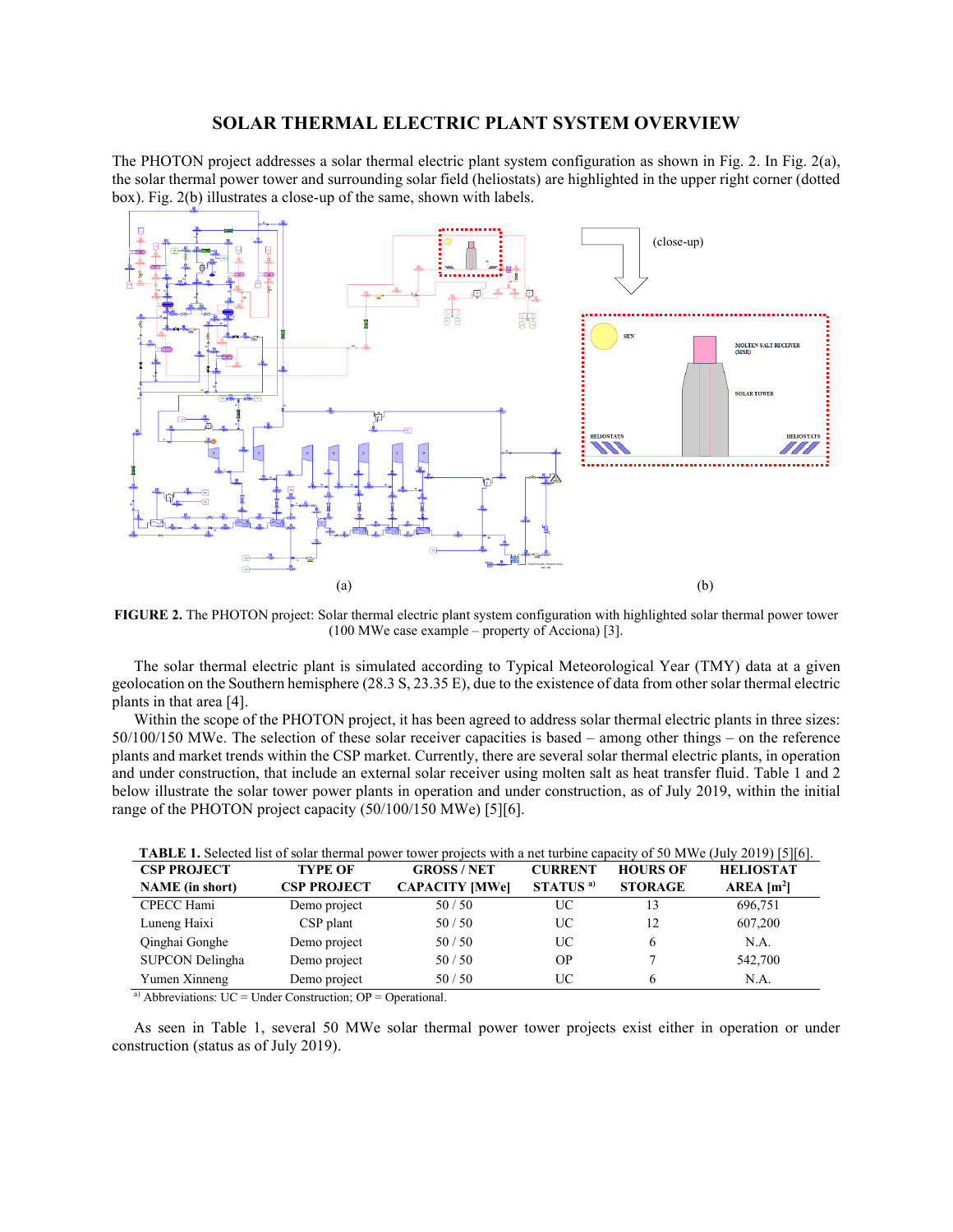## SOLAR THERMAL ELECTRIC PLANT SYSTEM OVERVIEW

The PHOTON project addresses a solar thermal electric plant system configuration as shown in Fig. 2. In Fig. 2(a), the solar thermal power tower and surrounding solar field (heliostats) are highlighted in the upper right corner (dotted box). Fig. 2(b) illustrates a close-up of the same, shown with labels.

**FIGURE 2.** The PHOTON project: Solar thermal electric plant system configuration with highlighted solar thermal power tower (100 MWe case example – property of Acciona) [3].

The solar thermal electric plant is simulated according to Typical Meteorological Year (TMY) data at a given geolocation on the Southern hemisphere (28.3 S, 23.35 E), due to the existence of data from other solar thermal electric plants in that area [4].

Within the scope of the PHOTON project, it has been agreed to address solar thermal electric plants in three sizes: 50/100/150 MWe. The selection of these solar receiver capacities is based – among other things – on the reference plants and market trends within the CSP market. Currently, there are several solar thermal electric plants, in operation and under construction, that include an external solar receiver using molten salt as heat transfer fluid. Table 1 and 2 below illustrate the solar tower power plants in operation and under construction, as of July 2019, within the initial range of the PHOTON project capacity (50/100/150 MWe) [5][6].

**TABLE 1.** Selected list of solar thermal power tower projects with a net turbine capacity of 50 MWe (July 2019) [5][6].

| CSP PROJECT NAME (in short) | TYPE OF CSP PROJECT | GROSS / NET CAPACITY [MWe] | CURRENT STATUS [a] | HOURS OF STORAGE | HELIOSTAT AREA [m$^2$] |
|---|---|---|---|---|---|
| CPECC Hami | Demo project | 50 / 50 | UC | 13 | 696,751 |
| Luneng Haixi | CSP plant | 50 / 50 | UC | 12 | 607,200 |
| Qinghai Gonghe | Demo project | 50 / 50 | UC | 6 | N.A. |
| SUPCON Delingha | Demo project | 50 / 50 | OP | 7 | 542,700 |
| Yumen Xinneng | Demo project | 50 / 50 | UC | 6 | N.A. |

[a] Abbreviations: UC = Under Construction; OP = Operational.

As seen in Table 1, several 50 MWe solar thermal power tower projects exist either in operation or under construction (status as of July 2019).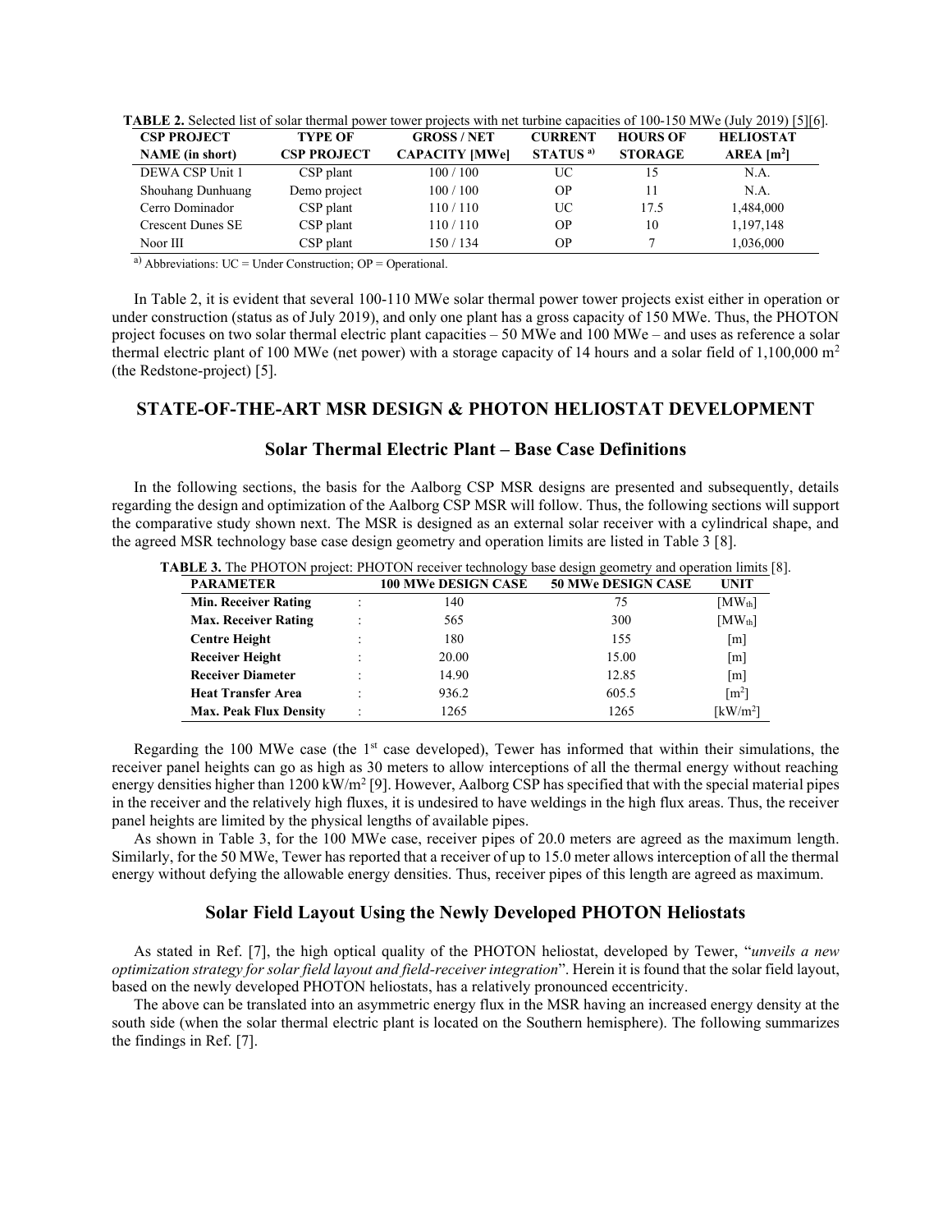**TABLE 2.** Selected list of solar thermal power tower projects with net turbine capacities of 100-150 MWe (July 2019) [5][6].

| CSP PROJECT NAME (in short) | TYPE OF CSP PROJECT | GROSS / NET CAPACITY [MWe] | CURRENT STATUS [a)] | HOURS OF STORAGE | HELIOSTAT AREA [m$^2$] |
|---|---|---|---|---|---|
| DEWA CSP Unit 1 | CSP plant | 100 / 100 | UC | 15 | N.A. |
| Shouhang Dunhuang | Demo project | 100 / 100 | OP | 11 | N.A. |
| Cerro Dominador | CSP plant | 110 / 110 | UC | 17.5 | 1,484,000 |
| Crescent Dunes SE | CSP plant | 110 / 110 | OP | 10 | 1,197,148 |
| Noor III | CSP plant | 150 / 134 | OP | 7 | 1,036,000 |

[a)] Abbreviations: UC = Under Construction; OP = Operational.

In Table 2, it is evident that several 100-110 MWe solar thermal power tower projects exist either in operation or under construction (status as of July 2019), and only one plant has a gross capacity of 150 MWe. Thus, the PHOTON project focuses on two solar thermal electric plant capacities – 50 MWe and 100 MWe – and uses as reference a solar thermal electric plant of 100 MWe (net power) with a storage capacity of 14 hours and a solar field of 1,100,000 m$^2$ (the Redstone-project) [5].

## STATE-OF-THE-ART MSR DESIGN & PHOTON HELIOSTAT DEVELOPMENT

### Solar Thermal Electric Plant – Base Case Definitions

In the following sections, the basis for the Aalborg CSP MSR designs are presented and subsequently, details regarding the design and optimization of the Aalborg CSP MSR will follow. Thus, the following sections will support the comparative study shown next. The MSR is designed as an external solar receiver with a cylindrical shape, and the agreed MSR technology base case design geometry and operation limits are listed in Table 3 [8].

**TABLE 3.** The PHOTON project: PHOTON receiver technology base design geometry and operation limits [8].

| PARAMETER | | 100 MWe DESIGN CASE | 50 MWe DESIGN CASE | UNIT |
|---|---|---|---|---|
| **Min. Receiver Rating** | : | 140 | 75 | [MW$_{th}$] |
| **Max. Receiver Rating** | : | 565 | 300 | [MW$_{th}$] |
| **Centre Height** | : | 180 | 155 | [m] |
| **Receiver Height** | : | 20.00 | 15.00 | [m] |
| **Receiver Diameter** | : | 14.90 | 12.85 | [m] |
| **Heat Transfer Area** | : | 936.2 | 605.5 | [m$^2$] |
| **Max. Peak Flux Density** | : | 1265 | 1265 | [kW/m$^2$] |

Regarding the 100 MWe case (the 1$^{st}$ case developed), Tewer has informed that within their simulations, the receiver panel heights can go as high as 30 meters to allow interceptions of all the thermal energy without reaching energy densities higher than 1200 kW/m$^2$ [9]. However, Aalborg CSP has specified that with the special material pipes in the receiver and the relatively high fluxes, it is undesired to have weldings in the high flux areas. Thus, the receiver panel heights are limited by the physical lengths of available pipes.

As shown in Table 3, for the 100 MWe case, receiver pipes of 20.0 meters are agreed as the maximum length. Similarly, for the 50 MWe, Tewer has reported that a receiver of up to 15.0 meter allows interception of all the thermal energy without defying the allowable energy densities. Thus, receiver pipes of this length are agreed as maximum.

### Solar Field Layout Using the Newly Developed PHOTON Heliostats

As stated in Ref. [7], the high optical quality of the PHOTON heliostat, developed by Tewer, "*unveils a new optimization strategy for solar field layout and field-receiver integration*". Herein it is found that the solar field layout, based on the newly developed PHOTON heliostats, has a relatively pronounced eccentricity.

The above can be translated into an asymmetric energy flux in the MSR having an increased energy density at the south side (when the solar thermal electric plant is located on the Southern hemisphere). The following summarizes the findings in Ref. [7].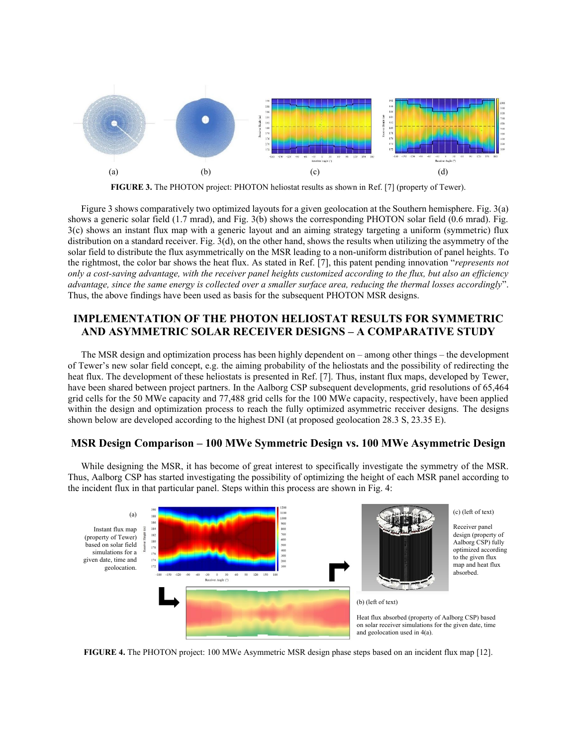(a) (b) (c) (d)

**FIGURE 3.** The PHOTON project: PHOTON heliostat results as shown in Ref. [7] (property of Tewer).

Figure 3 shows comparatively two optimized layouts for a given geolocation at the Southern hemisphere. Fig. 3(a) shows a generic solar field (1.7 mrad), and Fig. 3(b) shows the corresponding PHOTON solar field (0.6 mrad). Fig. 3(c) shows an instant flux map with a generic layout and an aiming strategy targeting a uniform (symmetric) flux distribution on a standard receiver. Fig. 3(d), on the other hand, shows the results when utilizing the asymmetry of the solar field to distribute the flux asymmetrically on the MSR leading to a non-uniform distribution of panel heights. To the rightmost, the color bar shows the heat flux. As stated in Ref. [7], this patent pending innovation "*represents not only a cost-saving advantage, with the receiver panel heights customized according to the flux, but also an efficiency advantage, since the same energy is collected over a smaller surface area, reducing the thermal losses accordingly*". Thus, the above findings have been used as basis for the subsequent PHOTON MSR designs.

## IMPLEMENTATION OF THE PHOTON HELIOSTAT RESULTS FOR SYMMETRIC AND ASYMMETRIC SOLAR RECEIVER DESIGNS – A COMPARATIVE STUDY

The MSR design and optimization process has been highly dependent on – among other things – the development of Tewer's new solar field concept, e.g. the aiming probability of the heliostats and the possibility of redirecting the heat flux. The development of these heliostats is presented in Ref. [7]. Thus, instant flux maps, developed by Tewer, have been shared between project partners. In the Aalborg CSP subsequent developments, grid resolutions of 65,464 grid cells for the 50 MWe capacity and 77,488 grid cells for the 100 MWe capacity, respectively, have been applied within the design and optimization process to reach the fully optimized asymmetric receiver designs. The designs shown below are developed according to the highest DNI (at proposed geolocation 28.3 S, 23.35 E).

### MSR Design Comparison – 100 MWe Symmetric Design vs. 100 MWe Asymmetric Design

While designing the MSR, it has become of great interest to specifically investigate the symmetry of the MSR. Thus, Aalborg CSP has started investigating the possibility of optimizing the height of each MSR panel according to the incident flux in that particular panel. Steps within this process are shown in Fig. 4:

(a)

Instant flux map (property of Tewer) based on solar field simulations for a given date, time and geolocation.

(c) (left of text)

Receiver panel design (property of Aalborg CSP) fully optimized according to the given flux map and heat flux absorbed.

(b) (left of text)

Heat flux absorbed (property of Aalborg CSP) based on solar receiver simulations for the given date, time and geolocation used in 4(a).

**FIGURE 4.** The PHOTON project: 100 MWe Asymmetric MSR design phase steps based on an incident flux map [12].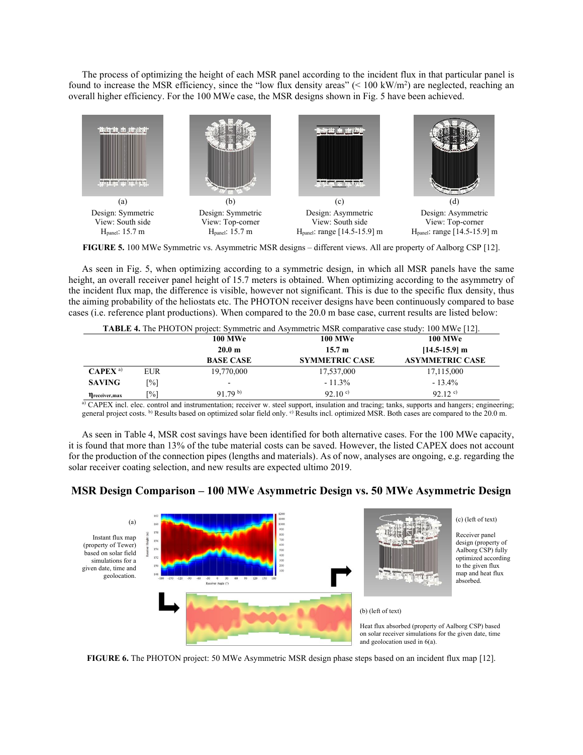The process of optimizing the height of each MSR panel according to the incident flux in that particular panel is found to increase the MSR efficiency, since the "low flux density areas" (< 100 kW/m$^2$) are neglected, reaching an overall higher efficiency. For the 100 MWe case, the MSR designs shown in Fig. 5 have been achieved.

(a) Design: Symmetric, View: South side, $H_{panel}$: 15.7 m

(b) Design: Symmetric, View: Top-corner, $H_{panel}$: 15.7 m

(c) Design: Asymmetric, View: South side, $H_{panel}$: range [14.5-15.9] m

(d) Design: Asymmetric, View: Top-corner, $H_{panel}$: range [14.5-15.9] m

**FIGURE 5.** 100 MWe Symmetric vs. Asymmetric MSR designs – different views. All are property of Aalborg CSP [12].

As seen in Fig. 5, when optimizing according to a symmetric design, in which all MSR panels have the same height, an overall receiver panel height of 15.7 meters is obtained. When optimizing according to the asymmetry of the incident flux map, the difference is visible, however not significant. This is due to the specific flux density, thus the aiming probability of the heliostats etc. The PHOTON receiver designs have been continuously compared to base cases (i.e. reference plant productions). When compared to the 20.0 m base case, current results are listed below:

**TABLE 4.** The PHOTON project: Symmetric and Asymmetric MSR comparative case study: 100 MWe [12].

| | | 100 MWe 20.0 m BASE CASE | 100 MWe 15.7 m SYMMETRIC CASE | 100 MWe [14.5-15.9] m ASYMMETRIC CASE |
|---|---|---|---|---|
| **CAPEX** [a] | EUR | 19,770,000 | 17,537,000 | 17,115,000 |
| **SAVING** | [%] | - | - 11.3% | - 13.4% |
| $\eta_{receiver,max}$ | [%] | 91.79 [b] | 92.10 [c] | 92.12 [c] |

[a] CAPEX incl. elec. control and instrumentation; receiver w. steel support, insulation and tracing; tanks, supports and hangers; engineering; general project costs. [b] Results based on optimized solar field only. [c] Results incl. optimized MSR. Both cases are compared to the 20.0 m.

As seen in Table 4, MSR cost savings have been identified for both alternative cases. For the 100 MWe capacity, it is found that more than 13% of the tube material costs can be saved. However, the listed CAPEX does not account for the production of the connection pipes (lengths and materials). As of now, analyses are ongoing, e.g. regarding the solar receiver coating selection, and new results are expected ultimo 2019.

## MSR Design Comparison – 100 MWe Asymmetric Design vs. 50 MWe Asymmetric Design

(a) Instant flux map (property of Tewer) based on solar field simulations for a given date, time and geolocation.

(b) (left of text) Heat flux absorbed (property of Aalborg CSP) based on solar receiver simulations for the given date, time and geolocation used in 6(a).

(c) (left of text) Receiver panel design (property of Aalborg CSP) fully optimized according to the given flux map and heat flux absorbed.

**FIGURE 6.** The PHOTON project: 50 MWe Asymmetric MSR design phase steps based on an incident flux map [12].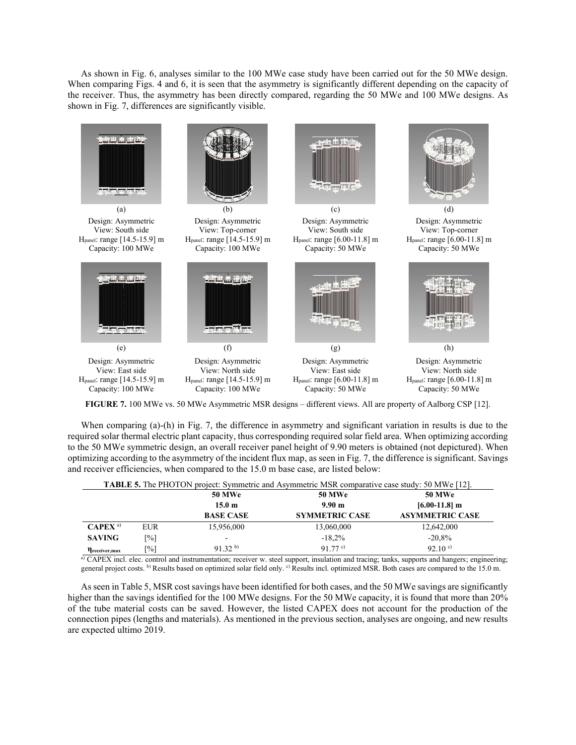As shown in Fig. 6, analyses similar to the 100 MWe case study have been carried out for the 50 MWe design. When comparing Figs. 4 and 6, it is seen that the asymmetry is significantly different depending on the capacity of the receiver. Thus, the asymmetry has been directly compared, regarding the 50 MWe and 100 MWe designs. As shown in Fig. 7, differences are significantly visible.

(a)
Design: Asymmetric
View: South side
$H_{panel}$: range [14.5-15.9] m
Capacity: 100 MWe

(b)
Design: Asymmetric
View: Top-corner
$H_{panel}$: range [14.5-15.9] m
Capacity: 100 MWe

(c)
Design: Asymmetric
View: South side
$H_{panel}$: range [6.00-11.8] m
Capacity: 50 MWe

(d)
Design: Asymmetric
View: Top-corner
$H_{panel}$: range [6.00-11.8] m
Capacity: 50 MWe

(e)
Design: Asymmetric
View: East side
$H_{panel}$: range [14.5-15.9] m
Capacity: 100 MWe

(f)
Design: Asymmetric
View: North side
$H_{panel}$: range [14.5-15.9] m
Capacity: 100 MWe

(g)
Design: Asymmetric
View: East side
$H_{panel}$: range [6.00-11.8] m
Capacity: 50 MWe

(h)
Design: Asymmetric
View: North side
$H_{panel}$: range [6.00-11.8] m
Capacity: 50 MWe

**FIGURE 7.** 100 MWe vs. 50 MWe Asymmetric MSR designs – different views. All are property of Aalborg CSP [12].

When comparing (a)-(h) in Fig. 7, the difference in asymmetry and significant variation in results is due to the required solar thermal electric plant capacity, thus corresponding required solar field area. When optimizing according to the 50 MWe symmetric design, an overall receiver panel height of 9.90 meters is obtained (not depictured). When optimizing according to the asymmetry of the incident flux map, as seen in Fig. 7, the difference is significant. Savings and receiver efficiencies, when compared to the 15.0 m base case, are listed below:

**TABLE 5.** The PHOTON project: Symmetric and Asymmetric MSR comparative case study: 50 MWe [12].

| | | 50 MWe<br>15.0 m<br>BASE CASE | 50 MWe<br>9.90 m<br>SYMMETRIC CASE | 50 MWe<br>[6.00-11.8] m<br>ASYMMETRIC CASE |
|---|---|---|---|---|
| **CAPEX** [a)] | EUR | 15,956,000 | 13,060,000 | 12,642,000 |
| **SAVING** | [%] | - | -18,2% | -20,8% |
| $\eta_{receiver,max}$ | [%] | 91.32 [b)] | 91.77 [c)] | 92.10 [c)] |

[a)] CAPEX incl. elec. control and instrumentation; receiver w. steel support, insulation and tracing; tanks, supports and hangers; engineering; general project costs. [b)] Results based on optimized solar field only. [c)] Results incl. optimized MSR. Both cases are compared to the 15.0 m.

As seen in Table 5, MSR cost savings have been identified for both cases, and the 50 MWe savings are significantly higher than the savings identified for the 100 MWe designs. For the 50 MWe capacity, it is found that more than 20% of the tube material costs can be saved. However, the listed CAPEX does not account for the production of the connection pipes (lengths and materials). As mentioned in the previous section, analyses are ongoing, and new results are expected ultimo 2019.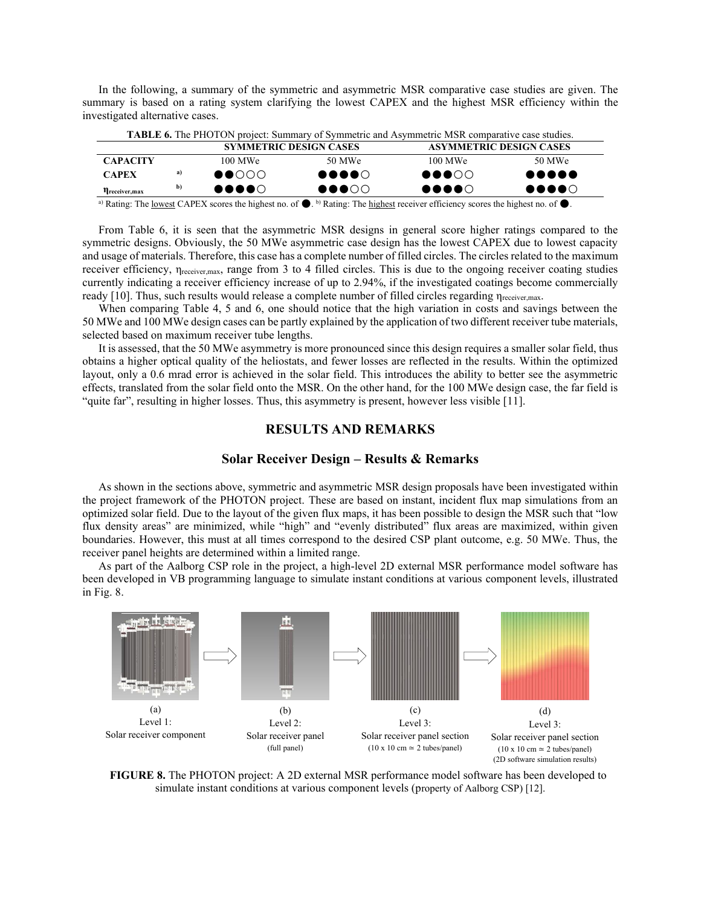In the following, a summary of the symmetric and asymmetric MSR comparative case studies are given. The summary is based on a rating system clarifying the lowest CAPEX and the highest MSR efficiency within the investigated alternative cases.

**TABLE 6.** The PHOTON project: Summary of Symmetric and Asymmetric MSR comparative case studies.

| | | SYMMETRIC DESIGN CASES | | ASYMMETRIC DESIGN CASES | |
|---|---|---|---|---|---|
| **CAPACITY** | | 100 MWe | 50 MWe | 100 MWe | 50 MWe |
| **CAPEX** | a) | ●●○○○ | ●●●●○ | ●●●○○ | ●●●●● |
| $\eta_{receiver,max}$ | b) | ●●●●○ | ●●●○○ | ●●●●○ | ●●●●○ |

a) Rating: The lowest CAPEX scores the highest no. of ●. b) Rating: The highest receiver efficiency scores the highest no. of ●.

From Table 6, it is seen that the asymmetric MSR designs in general score higher ratings compared to the symmetric designs. Obviously, the 50 MWe asymmetric case design has the lowest CAPEX due to lowest capacity and usage of materials. Therefore, this case has a complete number of filled circles. The circles related to the maximum receiver efficiency, $\eta_{receiver,max}$, range from 3 to 4 filled circles. This is due to the ongoing receiver coating studies currently indicating a receiver efficiency increase of up to 2.94%, if the investigated coatings become commercially ready [10]. Thus, such results would release a complete number of filled circles regarding $\eta_{receiver,max}$.

When comparing Table 4, 5 and 6, one should notice that the high variation in costs and savings between the 50 MWe and 100 MWe design cases can be partly explained by the application of two different receiver tube materials, selected based on maximum receiver tube lengths.

It is assessed, that the 50 MWe asymmetry is more pronounced since this design requires a smaller solar field, thus obtains a higher optical quality of the heliostats, and fewer losses are reflected in the results. Within the optimized layout, only a 0.6 mrad error is achieved in the solar field. This introduces the ability to better see the asymmetric effects, translated from the solar field onto the MSR. On the other hand, for the 100 MWe design case, the far field is "quite far", resulting in higher losses. Thus, this asymmetry is present, however less visible [11].

## RESULTS AND REMARKS

### Solar Receiver Design – Results & Remarks

As shown in the sections above, symmetric and asymmetric MSR design proposals have been investigated within the project framework of the PHOTON project. These are based on instant, incident flux map simulations from an optimized solar field. Due to the layout of the given flux maps, it has been possible to design the MSR such that "low flux density areas" are minimized, while "high" and "evenly distributed" flux areas are maximized, within given boundaries. However, this must at all times correspond to the desired CSP plant outcome, e.g. 50 MWe. Thus, the receiver panel heights are determined within a limited range.

As part of the Aalborg CSP role in the project, a high-level 2D external MSR performance model software has been developed in VB programming language to simulate instant conditions at various component levels, illustrated in Fig. 8.

(a) Level 1: Solar receiver component

(b) Level 2: Solar receiver panel (full panel)

(c) Level 3: Solar receiver panel section (10 x 10 cm ≃ 2 tubes/panel)

(d) Level 3: Solar receiver panel section (10 x 10 cm ≃ 2 tubes/panel) (2D software simulation results)

**FIGURE 8.** The PHOTON project: A 2D external MSR performance model software has been developed to simulate instant conditions at various component levels (property of Aalborg CSP) [12].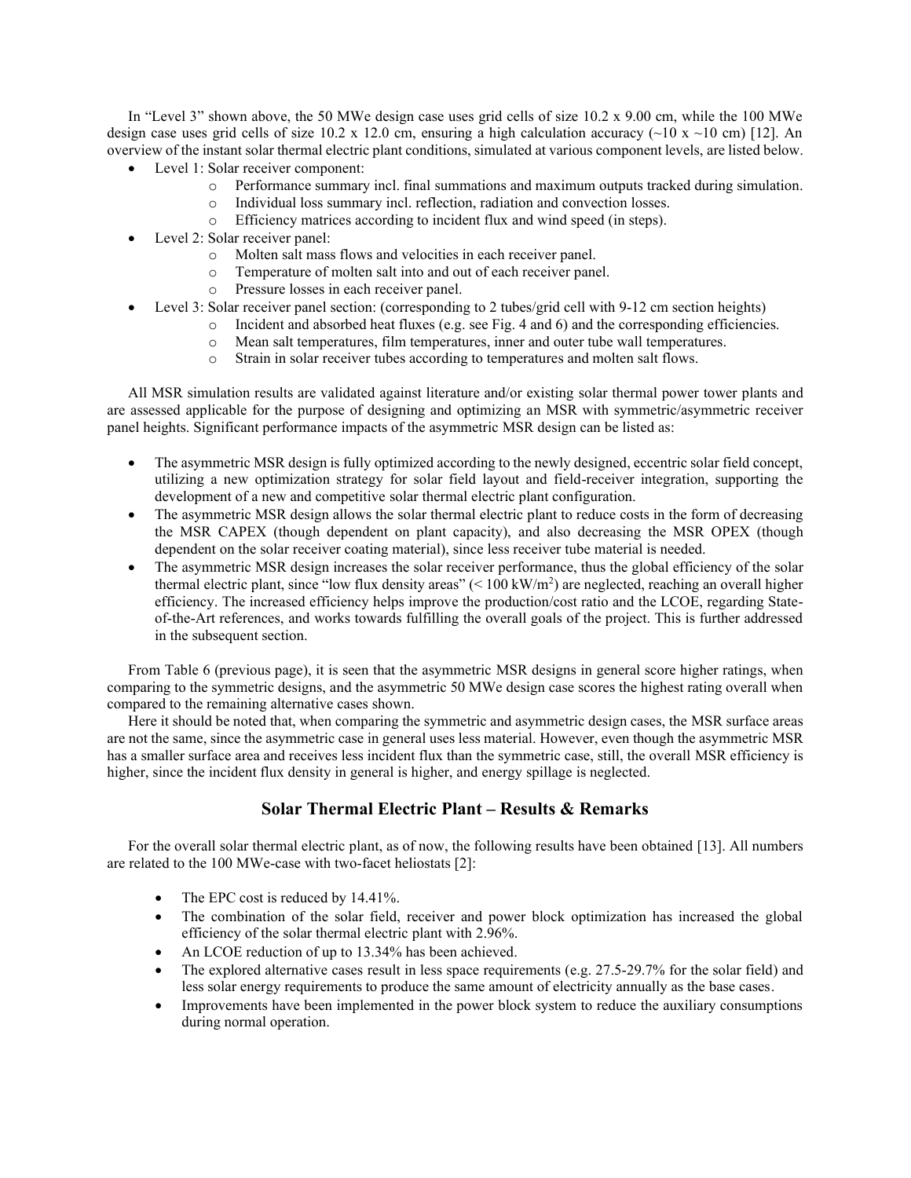In "Level 3" shown above, the 50 MWe design case uses grid cells of size 10.2 x 9.00 cm, while the 100 MWe design case uses grid cells of size 10.2 x 12.0 cm, ensuring a high calculation accuracy (~10 x ~10 cm) [12]. An overview of the instant solar thermal electric plant conditions, simulated at various component levels, are listed below.

- Level 1: Solar receiver component:
  - Performance summary incl. final summations and maximum outputs tracked during simulation.
  - Individual loss summary incl. reflection, radiation and convection losses.
  - Efficiency matrices according to incident flux and wind speed (in steps).
- Level 2: Solar receiver panel:
  - Molten salt mass flows and velocities in each receiver panel.
  - Temperature of molten salt into and out of each receiver panel.
  - Pressure losses in each receiver panel.
- Level 3: Solar receiver panel section: (corresponding to 2 tubes/grid cell with 9-12 cm section heights)
  - Incident and absorbed heat fluxes (e.g. see Fig. 4 and 6) and the corresponding efficiencies.
  - Mean salt temperatures, film temperatures, inner and outer tube wall temperatures.
  - Strain in solar receiver tubes according to temperatures and molten salt flows.

All MSR simulation results are validated against literature and/or existing solar thermal power tower plants and are assessed applicable for the purpose of designing and optimizing an MSR with symmetric/asymmetric receiver panel heights. Significant performance impacts of the asymmetric MSR design can be listed as:

- The asymmetric MSR design is fully optimized according to the newly designed, eccentric solar field concept, utilizing a new optimization strategy for solar field layout and field-receiver integration, supporting the development of a new and competitive solar thermal electric plant configuration.
- The asymmetric MSR design allows the solar thermal electric plant to reduce costs in the form of decreasing the MSR CAPEX (though dependent on plant capacity), and also decreasing the MSR OPEX (though dependent on the solar receiver coating material), since less receiver tube material is needed.
- The asymmetric MSR design increases the solar receiver performance, thus the global efficiency of the solar thermal electric plant, since "low flux density areas" (< 100 kW/m$^2$) are neglected, reaching an overall higher efficiency. The increased efficiency helps improve the production/cost ratio and the LCOE, regarding State-of-the-Art references, and works towards fulfilling the overall goals of the project. This is further addressed in the subsequent section.

From Table 6 (previous page), it is seen that the asymmetric MSR designs in general score higher ratings, when comparing to the symmetric designs, and the asymmetric 50 MWe design case scores the highest rating overall when compared to the remaining alternative cases shown.

Here it should be noted that, when comparing the symmetric and asymmetric design cases, the MSR surface areas are not the same, since the asymmetric case in general uses less material. However, even though the asymmetric MSR has a smaller surface area and receives less incident flux than the symmetric case, still, the overall MSR efficiency is higher, since the incident flux density in general is higher, and energy spillage is neglected.

## Solar Thermal Electric Plant – Results & Remarks

For the overall solar thermal electric plant, as of now, the following results have been obtained [13]. All numbers are related to the 100 MWe-case with two-facet heliostats [2]:

- The EPC cost is reduced by 14.41%.
- The combination of the solar field, receiver and power block optimization has increased the global efficiency of the solar thermal electric plant with 2.96%.
- An LCOE reduction of up to 13.34% has been achieved.
- The explored alternative cases result in less space requirements (e.g. 27.5-29.7% for the solar field) and less solar energy requirements to produce the same amount of electricity annually as the base cases.
- Improvements have been implemented in the power block system to reduce the auxiliary consumptions during normal operation.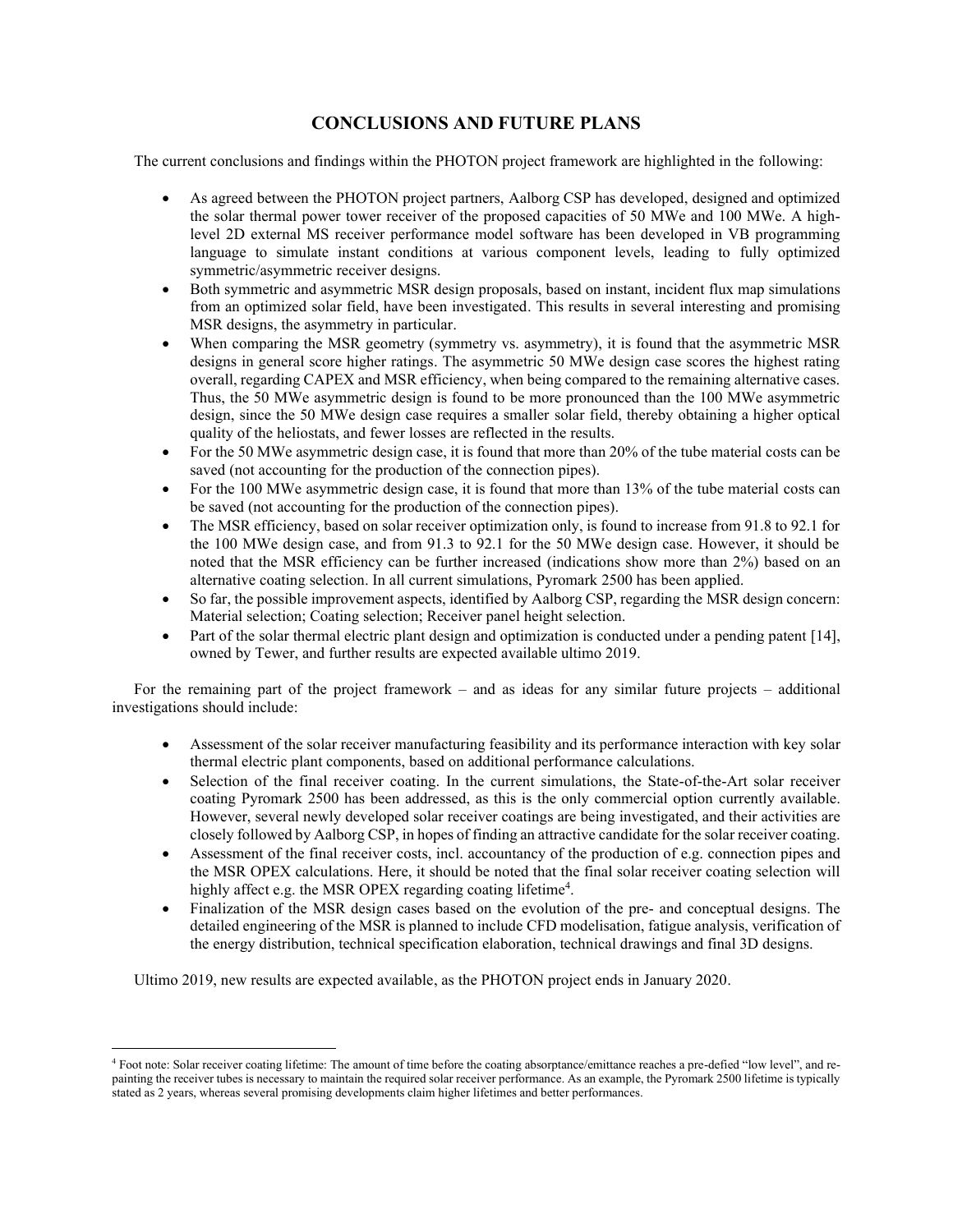## CONCLUSIONS AND FUTURE PLANS

The current conclusions and findings within the PHOTON project framework are highlighted in the following:

- As agreed between the PHOTON project partners, Aalborg CSP has developed, designed and optimized the solar thermal power tower receiver of the proposed capacities of 50 MWe and 100 MWe. A high-level 2D external MS receiver performance model software has been developed in VB programming language to simulate instant conditions at various component levels, leading to fully optimized symmetric/asymmetric receiver designs.
- Both symmetric and asymmetric MSR design proposals, based on instant, incident flux map simulations from an optimized solar field, have been investigated. This results in several interesting and promising MSR designs, the asymmetry in particular.
- When comparing the MSR geometry (symmetry vs. asymmetry), it is found that the asymmetric MSR designs in general score higher ratings. The asymmetric 50 MWe design case scores the highest rating overall, regarding CAPEX and MSR efficiency, when being compared to the remaining alternative cases. Thus, the 50 MWe asymmetric design is found to be more pronounced than the 100 MWe asymmetric design, since the 50 MWe design case requires a smaller solar field, thereby obtaining a higher optical quality of the heliostats, and fewer losses are reflected in the results.
- For the 50 MWe asymmetric design case, it is found that more than 20% of the tube material costs can be saved (not accounting for the production of the connection pipes).
- For the 100 MWe asymmetric design case, it is found that more than 13% of the tube material costs can be saved (not accounting for the production of the connection pipes).
- The MSR efficiency, based on solar receiver optimization only, is found to increase from 91.8 to 92.1 for the 100 MWe design case, and from 91.3 to 92.1 for the 50 MWe design case. However, it should be noted that the MSR efficiency can be further increased (indications show more than 2%) based on an alternative coating selection. In all current simulations, Pyromark 2500 has been applied.
- So far, the possible improvement aspects, identified by Aalborg CSP, regarding the MSR design concern: Material selection; Coating selection; Receiver panel height selection.
- Part of the solar thermal electric plant design and optimization is conducted under a pending patent [14], owned by Tewer, and further results are expected available ultimo 2019.

For the remaining part of the project framework – and as ideas for any similar future projects – additional investigations should include:

- Assessment of the solar receiver manufacturing feasibility and its performance interaction with key solar thermal electric plant components, based on additional performance calculations.
- Selection of the final receiver coating. In the current simulations, the State-of-the-Art solar receiver coating Pyromark 2500 has been addressed, as this is the only commercial option currently available. However, several newly developed solar receiver coatings are being investigated, and their activities are closely followed by Aalborg CSP, in hopes of finding an attractive candidate for the solar receiver coating.
- Assessment of the final receiver costs, incl. accountancy of the production of e.g. connection pipes and the MSR OPEX calculations. Here, it should be noted that the final solar receiver coating selection will highly affect e.g. the MSR OPEX regarding coating lifetime[4].
- Finalization of the MSR design cases based on the evolution of the pre- and conceptual designs. The detailed engineering of the MSR is planned to include CFD modelisation, fatigue analysis, verification of the energy distribution, technical specification elaboration, technical drawings and final 3D designs.

Ultimo 2019, new results are expected available, as the PHOTON project ends in January 2020.

---

[4] Foot note: Solar receiver coating lifetime: The amount of time before the coating absorptance/emittance reaches a pre-defied "low level", and re-painting the receiver tubes is necessary to maintain the required solar receiver performance. As an example, the Pyromark 2500 lifetime is typically stated as 2 years, whereas several promising developments claim higher lifetimes and better performances.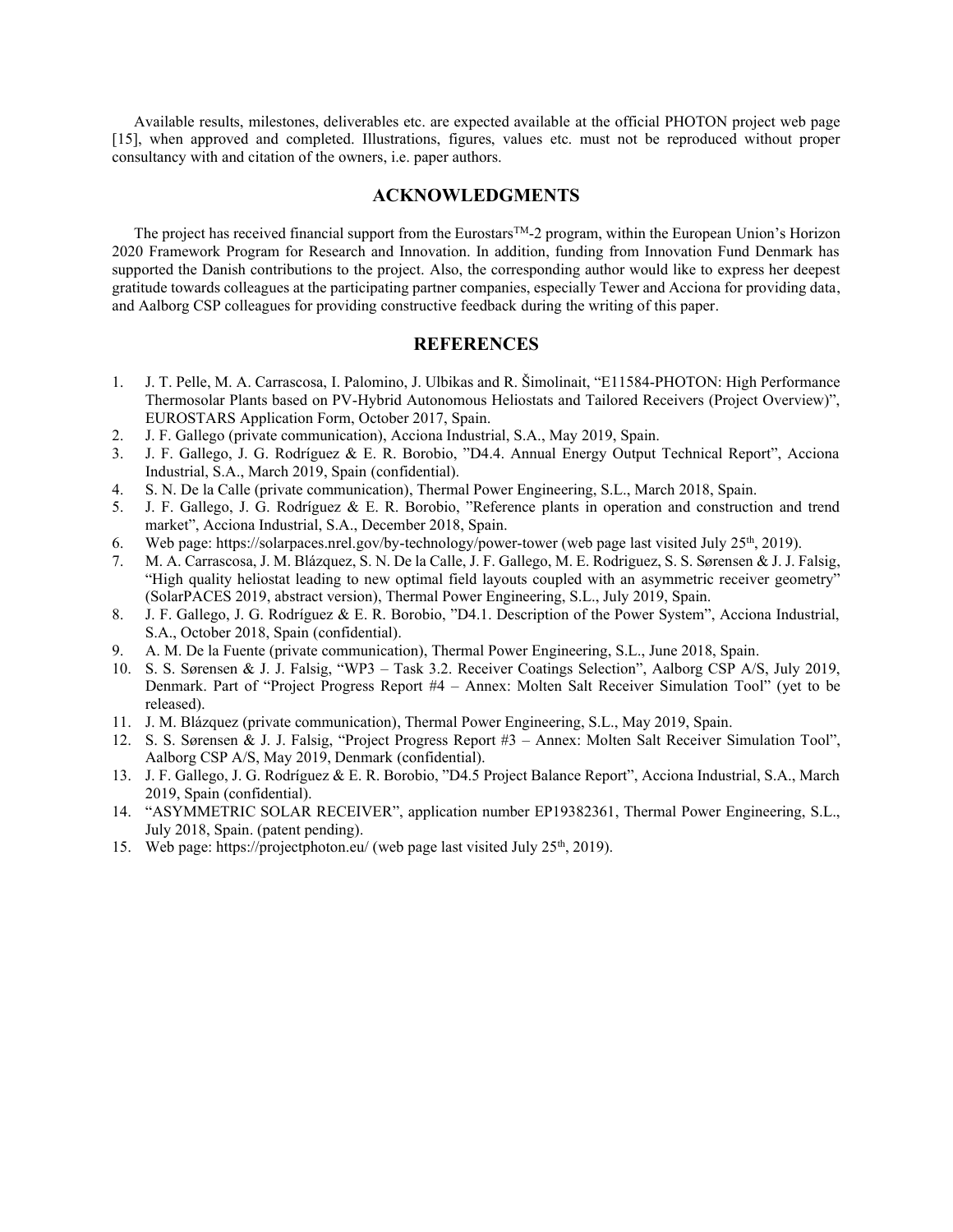Available results, milestones, deliverables etc. are expected available at the official PHOTON project web page [15], when approved and completed. Illustrations, figures, values etc. must not be reproduced without proper consultancy with and citation of the owners, i.e. paper authors.

## ACKNOWLEDGMENTS

The project has received financial support from the Eurostars$^{TM}$-2 program, within the European Union's Horizon 2020 Framework Program for Research and Innovation. In addition, funding from Innovation Fund Denmark has supported the Danish contributions to the project. Also, the corresponding author would like to express her deepest gratitude towards colleagues at the participating partner companies, especially Tewer and Acciona for providing data, and Aalborg CSP colleagues for providing constructive feedback during the writing of this paper.

## REFERENCES

1. J. T. Pelle, M. A. Carrascosa, I. Palomino, J. Ulbikas and R. Šimolinait, "E11584-PHOTON: High Performance Thermosolar Plants based on PV-Hybrid Autonomous Heliostats and Tailored Receivers (Project Overview)", EUROSTARS Application Form, October 2017, Spain.
2. J. F. Gallego (private communication), Acciona Industrial, S.A., May 2019, Spain.
3. J. F. Gallego, J. G. Rodríguez & E. R. Borobio, "D4.4. Annual Energy Output Technical Report", Acciona Industrial, S.A., March 2019, Spain (confidential).
4. S. N. De la Calle (private communication), Thermal Power Engineering, S.L., March 2018, Spain.
5. J. F. Gallego, J. G. Rodríguez & E. R. Borobio, "Reference plants in operation and construction and trend market", Acciona Industrial, S.A., December 2018, Spain.
6. Web page: https://solarpaces.nrel.gov/by-technology/power-tower (web page last visited July 25th, 2019).
7. M. A. Carrascosa, J. M. Blázquez, S. N. De la Calle, J. F. Gallego, M. E. Rodriguez, S. S. Sørensen & J. J. Falsig, "High quality heliostat leading to new optimal field layouts coupled with an asymmetric receiver geometry" (SolarPACES 2019, abstract version), Thermal Power Engineering, S.L., July 2019, Spain.
8. J. F. Gallego, J. G. Rodríguez & E. R. Borobio, "D4.1. Description of the Power System", Acciona Industrial, S.A., October 2018, Spain (confidential).
9. A. M. De la Fuente (private communication), Thermal Power Engineering, S.L., June 2018, Spain.
10. S. S. Sørensen & J. J. Falsig, "WP3 – Task 3.2. Receiver Coatings Selection", Aalborg CSP A/S, July 2019, Denmark. Part of "Project Progress Report #4 – Annex: Molten Salt Receiver Simulation Tool" (yet to be released).
11. J. M. Blázquez (private communication), Thermal Power Engineering, S.L., May 2019, Spain.
12. S. S. Sørensen & J. J. Falsig, "Project Progress Report #3 – Annex: Molten Salt Receiver Simulation Tool", Aalborg CSP A/S, May 2019, Denmark (confidential).
13. J. F. Gallego, J. G. Rodríguez & E. R. Borobio, "D4.5 Project Balance Report", Acciona Industrial, S.A., March 2019, Spain (confidential).
14. "ASYMMETRIC SOLAR RECEIVER", application number EP19382361, Thermal Power Engineering, S.L., July 2018, Spain. (patent pending).
15. Web page: https://projectphoton.eu/ (web page last visited July 25th, 2019).